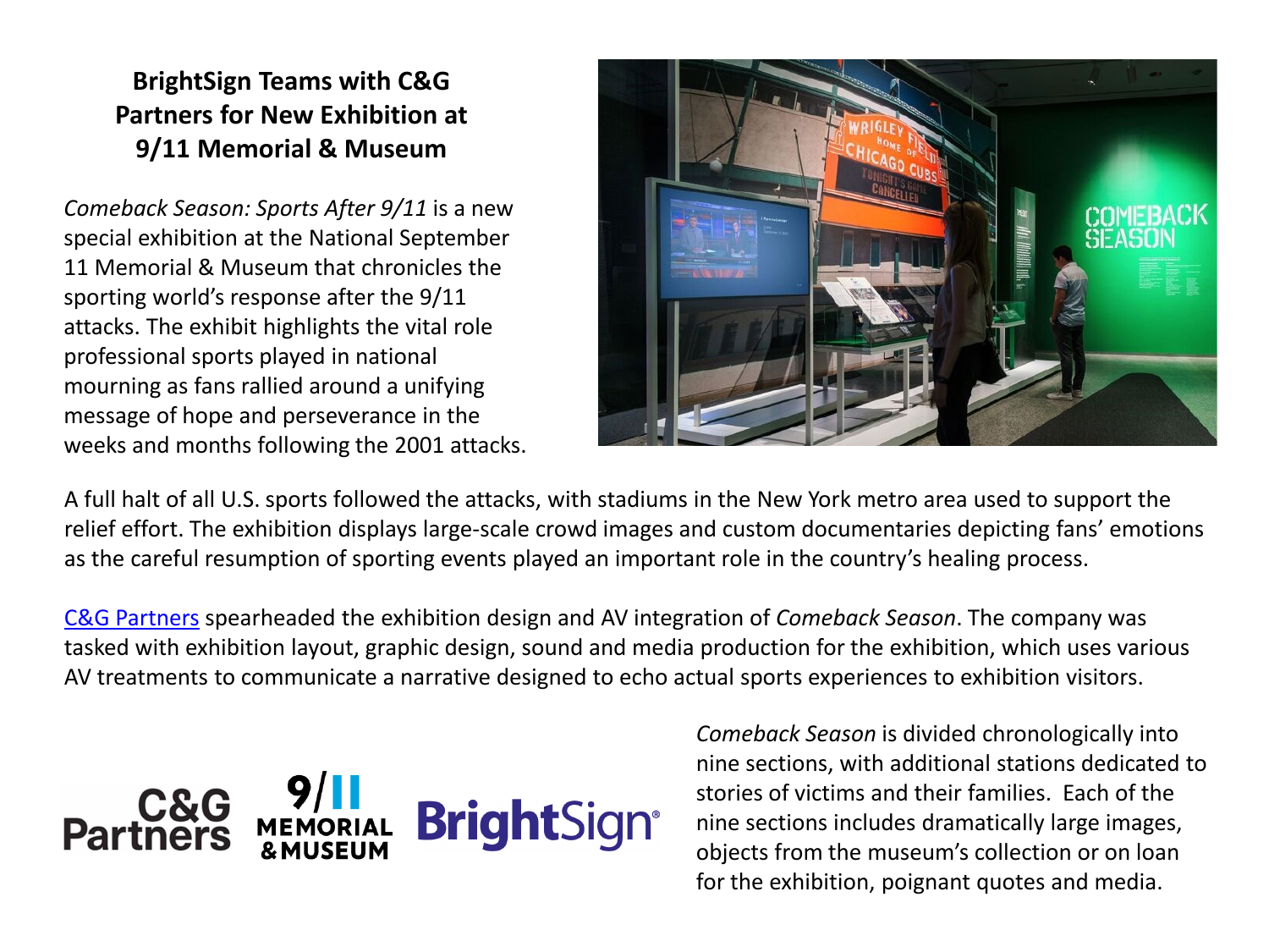# BrightSign Teams with C&G Partners for New Exhibition at 9/11 Memorial & Museum

*Comeback Season: Sports After 9/11* is a new special exhibition at the National September 11 Memorial & Museum that chronicles the sporting world's response after the 9/11 attacks. The exhibit highlights the vital role professional sports played in national mourning as fans rallied around a unifying message of hope and perseverance in the weeks and months following the 2001 attacks.

A full halt of all U.S. sports followed the attacks, with stadiums in the New York metro area used to support the relief effort. The exhibition displays large-scale crowd images and custom documentaries depicting fans' emotions as the careful resumption of sporting events played an important role in the country's healing process.

C&G Partners spearheaded the exhibition design and AV integration of *Comeback Season*. The company was tasked with exhibition layout, graphic design, sound and media production for the exhibition, which uses various AV treatments to communicate a narrative designed to echo actual sports experiences to exhibition visitors.

*Comeback Season* is divided chronologically into nine sections, with additional stations dedicated to stories of victims and their families. Each of the nine sections includes dramatically large images, objects from the museum's collection or on loan for the exhibition, poignant quotes and media.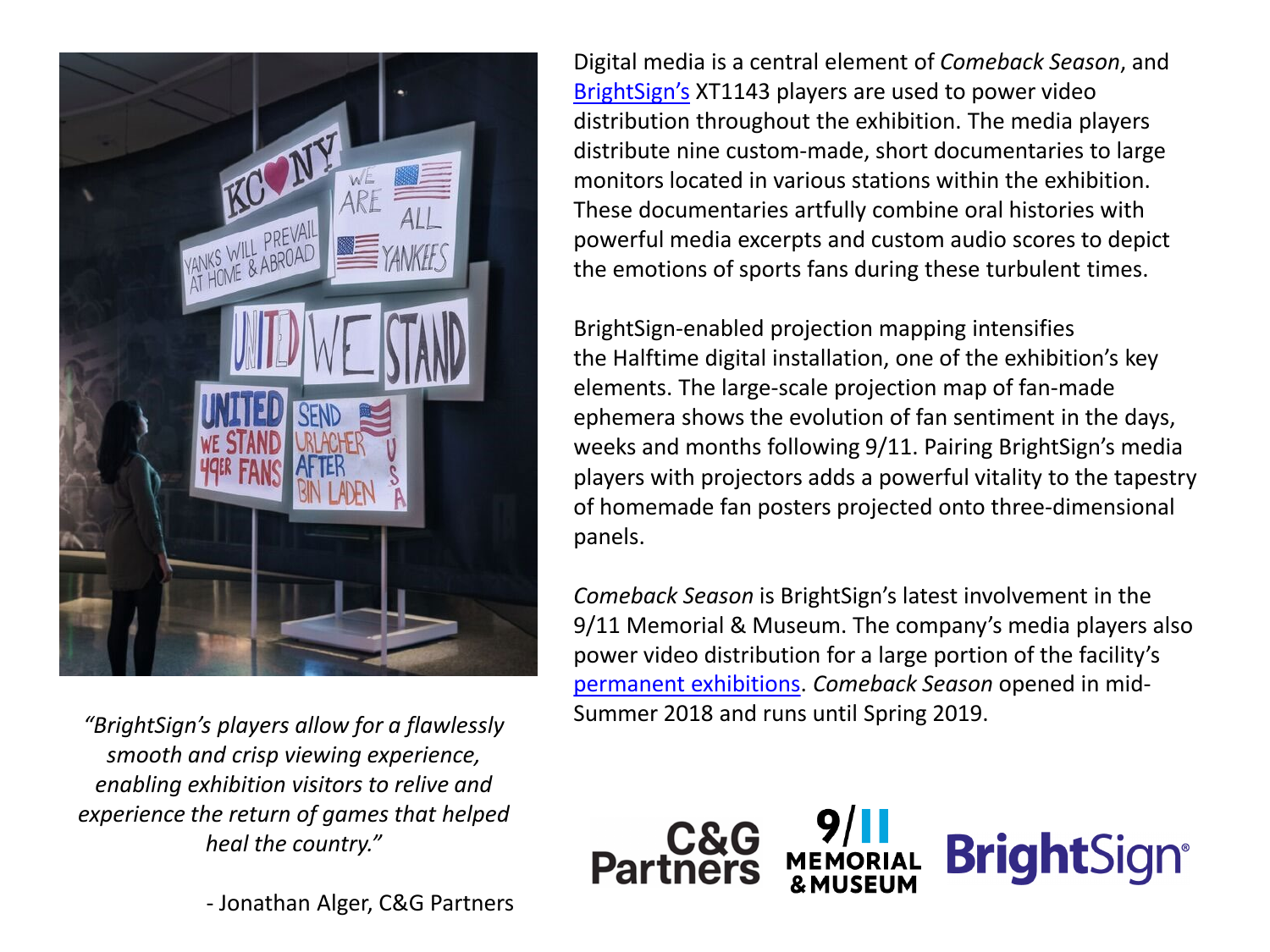Digital media is a central element of *Comeback Season*, and BrightSign's XT1143 players are used to power video distribution throughout the exhibition. The media players distribute nine custom-made, short documentaries to large monitors located in various stations within the exhibition. These documentaries artfully combine oral histories with powerful media excerpts and custom audio scores to depict the emotions of sports fans during these turbulent times.

BrightSign-enabled projection mapping intensifies the Halftime digital installation, one of the exhibition's key elements. The large-scale projection map of fan-made ephemera shows the evolution of fan sentiment in the days, weeks and months following 9/11. Pairing BrightSign's media players with projectors adds a powerful vitality to the tapestry of homemade fan posters projected onto three-dimensional panels.

*Comeback Season* is BrightSign's latest involvement in the 9/11 Memorial & Museum. The company's media players also power video distribution for a large portion of the facility's permanent exhibitions. *Comeback Season* opened in mid-Summer 2018 and runs until Spring 2019.

*"BrightSign's players allow for a flawlessly smooth and crisp viewing experience, enabling exhibition visitors to relive and experience the return of games that helped heal the country."*

- Jonathan Alger, C&G Partners